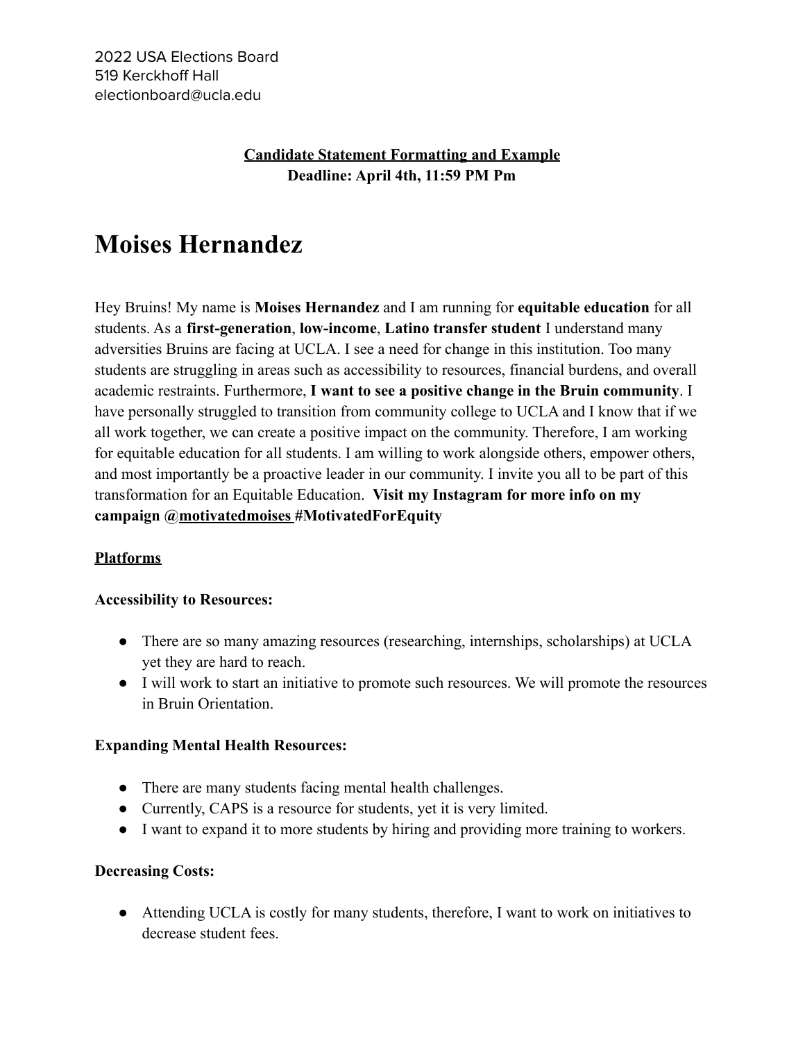2022 USA Elections Board
519 Kerckhoff Hall
electionboard@ucla.edu

**Candidate Statement Formatting and Example**
**Deadline: April 4th, 11:59 PM Pm**

# Moises Hernandez

Hey Bruins! My name is **Moises Hernandez** and I am running for **equitable education** for all students. As a **first-generation**, **low-income**, **Latino transfer student** I understand many adversities Bruins are facing at UCLA. I see a need for change in this institution. Too many students are struggling in areas such as accessibility to resources, financial burdens, and overall academic restraints. Furthermore, **I want to see a positive change in the Bruin community**. I have personally struggled to transition from community college to UCLA and I know that if we all work together, we can create a positive impact on the community. Therefore, I am working for equitable education for all students. I am willing to work alongside others, empower others, and most importantly be a proactive leader in our community. I invite you all to be part of this transformation for an Equitable Education. **Visit my Instagram for more info on my campaign @motivatedmoises #MotivatedForEquity**

**Platforms**

**Accessibility to Resources:**

- There are so many amazing resources (researching, internships, scholarships) at UCLA yet they are hard to reach.
- I will work to start an initiative to promote such resources. We will promote the resources in Bruin Orientation.

**Expanding Mental Health Resources:**

- There are many students facing mental health challenges.
- Currently, CAPS is a resource for students, yet it is very limited.
- I want to expand it to more students by hiring and providing more training to workers.

**Decreasing Costs:**

- Attending UCLA is costly for many students, therefore, I want to work on initiatives to decrease student fees.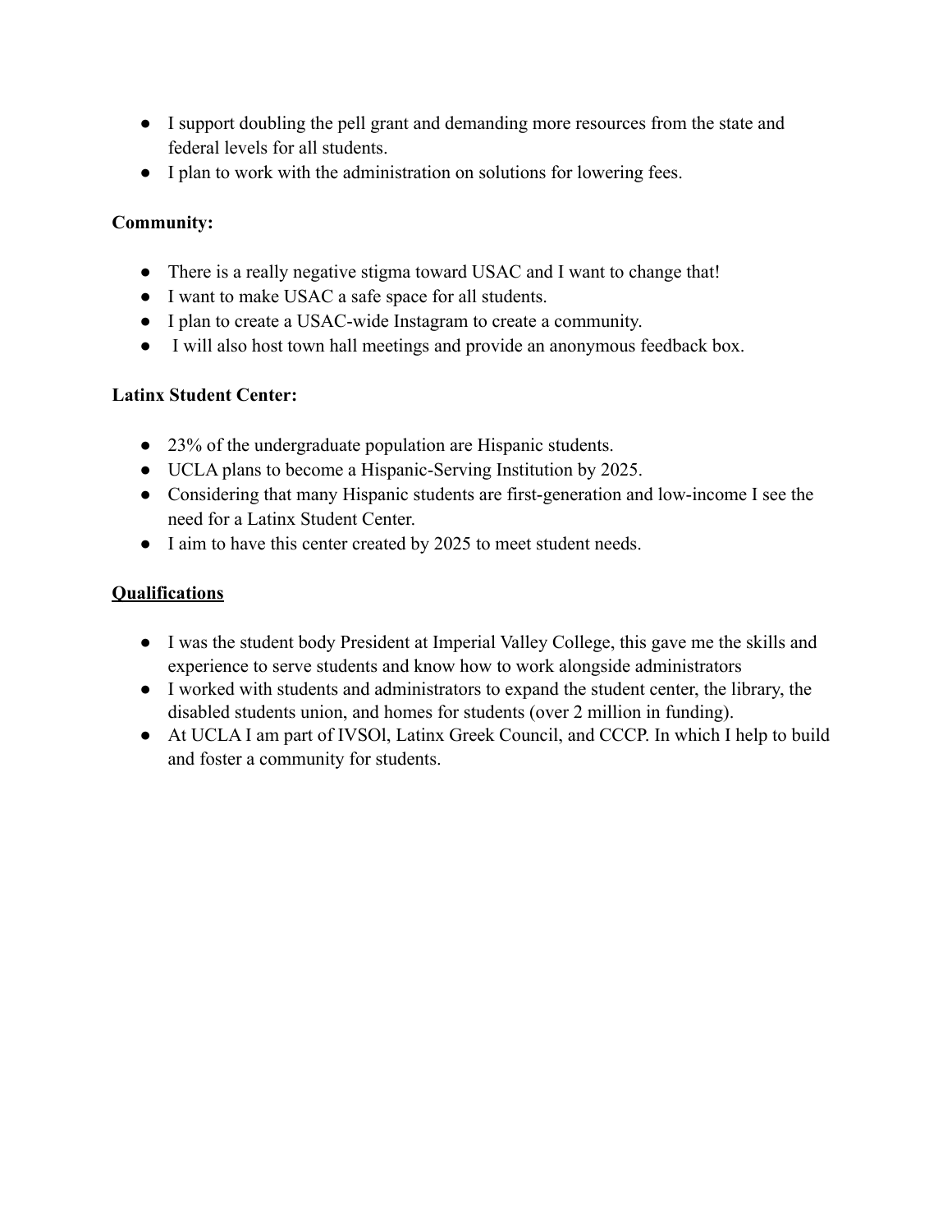- I support doubling the pell grant and demanding more resources from the state and federal levels for all students.
- I plan to work with the administration on solutions for lowering fees.

**Community:**

- There is a really negative stigma toward USAC and I want to change that!
- I want to make USAC a safe space for all students.
- I plan to create a USAC-wide Instagram to create a community.
- I will also host town hall meetings and provide an anonymous feedback box.

**Latinx Student Center:**

- 23% of the undergraduate population are Hispanic students.
- UCLA plans to become a Hispanic-Serving Institution by 2025.
- Considering that many Hispanic students are first-generation and low-income I see the need for a Latinx Student Center.
- I aim to have this center created by 2025 to meet student needs.

**Qualifications**

- I was the student body President at Imperial Valley College, this gave me the skills and experience to serve students and know how to work alongside administrators
- I worked with students and administrators to expand the student center, the library, the disabled students union, and homes for students (over 2 million in funding).
- At UCLA I am part of IVSOl, Latinx Greek Council, and CCCP. In which I help to build and foster a community for students.